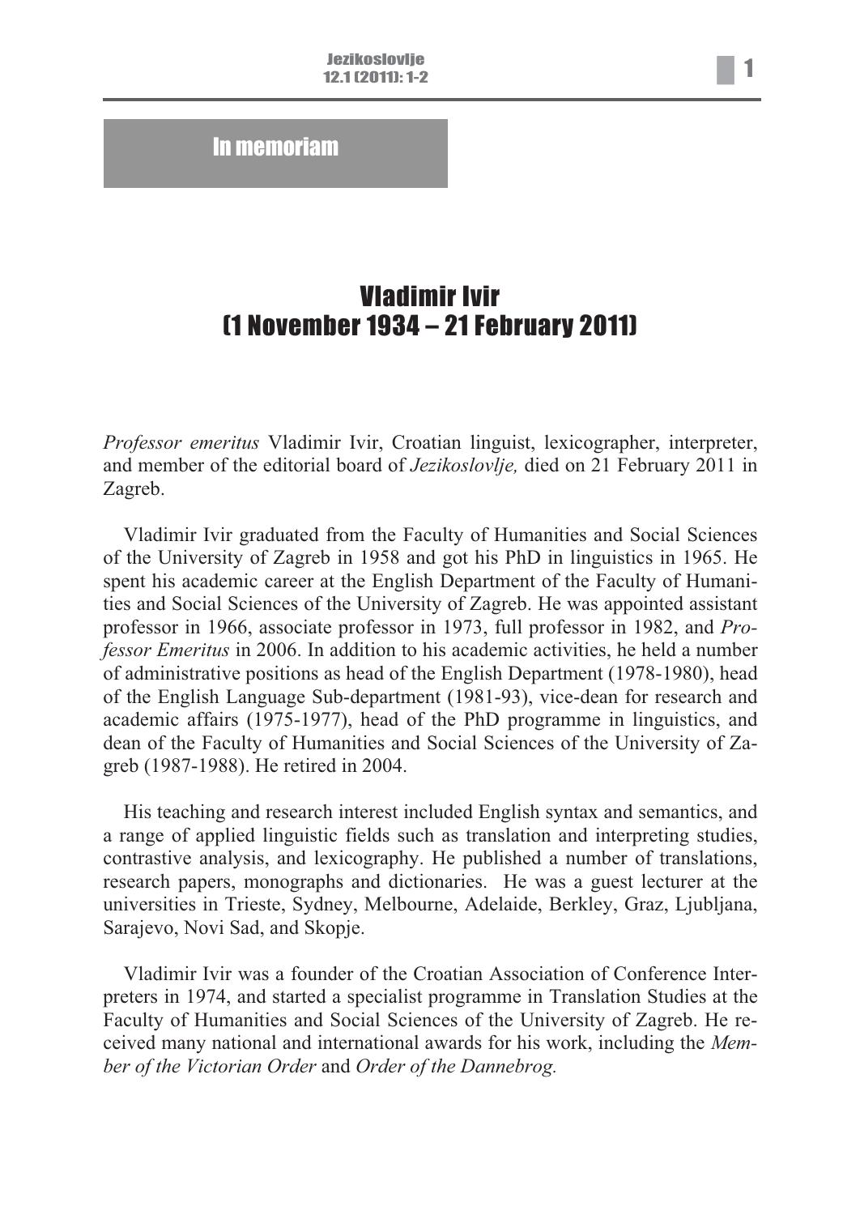## In memoriam

# Vladimir Ivir
# (1 November 1934 – 21 February 2011)

*Professor emeritus* Vladimir Ivir, Croatian linguist, lexicographer, interpreter, and member of the editorial board of *Jezikoslovlje,* died on 21 February 2011 in Zagreb.

Vladimir Ivir graduated from the Faculty of Humanities and Social Sciences of the University of Zagreb in 1958 and got his PhD in linguistics in 1965. He spent his academic career at the English Department of the Faculty of Humanities and Social Sciences of the University of Zagreb. He was appointed assistant professor in 1966, associate professor in 1973, full professor in 1982, and *Professor Emeritus* in 2006. In addition to his academic activities, he held a number of administrative positions as head of the English Department (1978-1980), head of the English Language Sub-department (1981-93), vice-dean for research and academic affairs (1975-1977), head of the PhD programme in linguistics, and dean of the Faculty of Humanities and Social Sciences of the University of Zagreb (1987-1988). He retired in 2004.

His teaching and research interest included English syntax and semantics, and a range of applied linguistic fields such as translation and interpreting studies, contrastive analysis, and lexicography. He published a number of translations, research papers, monographs and dictionaries. He was a guest lecturer at the universities in Trieste, Sydney, Melbourne, Adelaide, Berkley, Graz, Ljubljana, Sarajevo, Novi Sad, and Skopje.

Vladimir Ivir was a founder of the Croatian Association of Conference Interpreters in 1974, and started a specialist programme in Translation Studies at the Faculty of Humanities and Social Sciences of the University of Zagreb. He received many national and international awards for his work, including the *Member of the Victorian Order* and *Order of the Dannebrog.*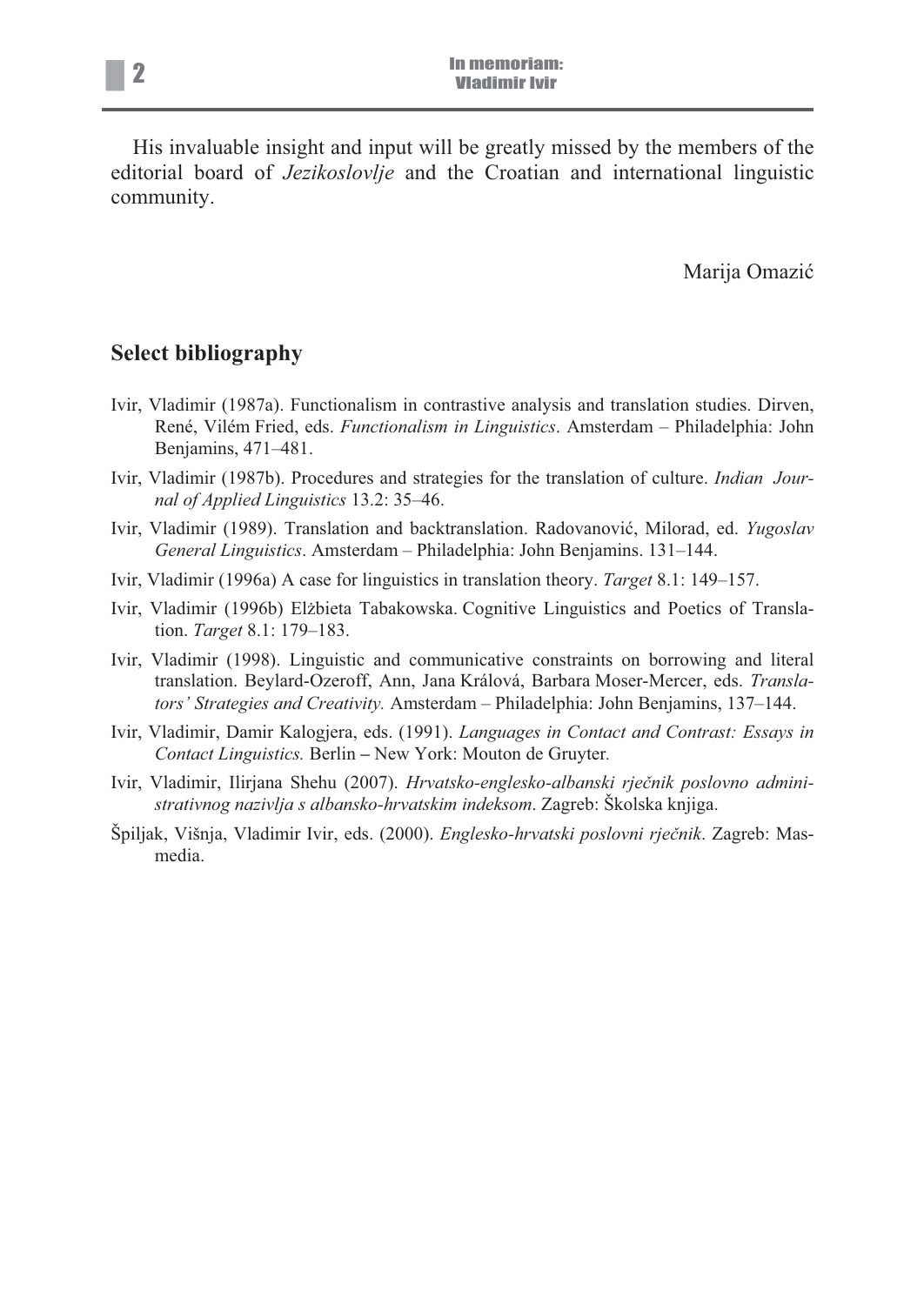His invaluable insight and input will be greatly missed by the members of the editorial board of *Jezikoslovlje* and the Croatian and international linguistic community.

Marija Omazić

## Select bibliography

Ivir, Vladimir (1987a). Functionalism in contrastive analysis and translation studies. Dirven, René, Vilém Fried, eds. *Functionalism in Linguistics*. Amsterdam – Philadelphia: John Benjamins, 471–481.

Ivir, Vladimir (1987b). Procedures and strategies for the translation of culture. *Indian Journal of Applied Linguistics* 13.2: 35–46.

Ivir, Vladimir (1989). Translation and backtranslation. Radovanović, Milorad, ed. *Yugoslav General Linguistics*. Amsterdam – Philadelphia: John Benjamins. 131–144.

Ivir, Vladimir (1996a) A case for linguistics in translation theory. *Target* 8.1: 149–157.

Ivir, Vladimir (1996b) Elżbieta Tabakowska. Cognitive Linguistics and Poetics of Translation. *Target* 8.1: 179–183.

Ivir, Vladimir (1998). Linguistic and communicative constraints on borrowing and literal translation. Beylard-Ozeroff, Ann, Jana Králová, Barbara Moser-Mercer, eds. *Translators' Strategies and Creativity.* Amsterdam – Philadelphia: John Benjamins, 137–144.

Ivir, Vladimir, Damir Kalogjera, eds. (1991). *Languages in Contact and Contrast: Essays in Contact Linguistics.* Berlin – New York: Mouton de Gruyter.

Ivir, Vladimir, Ilirjana Shehu (2007). *Hrvatsko-englesko-albanski rječnik poslovno administrativnog nazivlja s albansko-hrvatskim indeksom*. Zagreb: Školska knjiga.

Špiljak, Višnja, Vladimir Ivir, eds. (2000). *Englesko-hrvatski poslovni rječnik*. Zagreb: Masmedia.